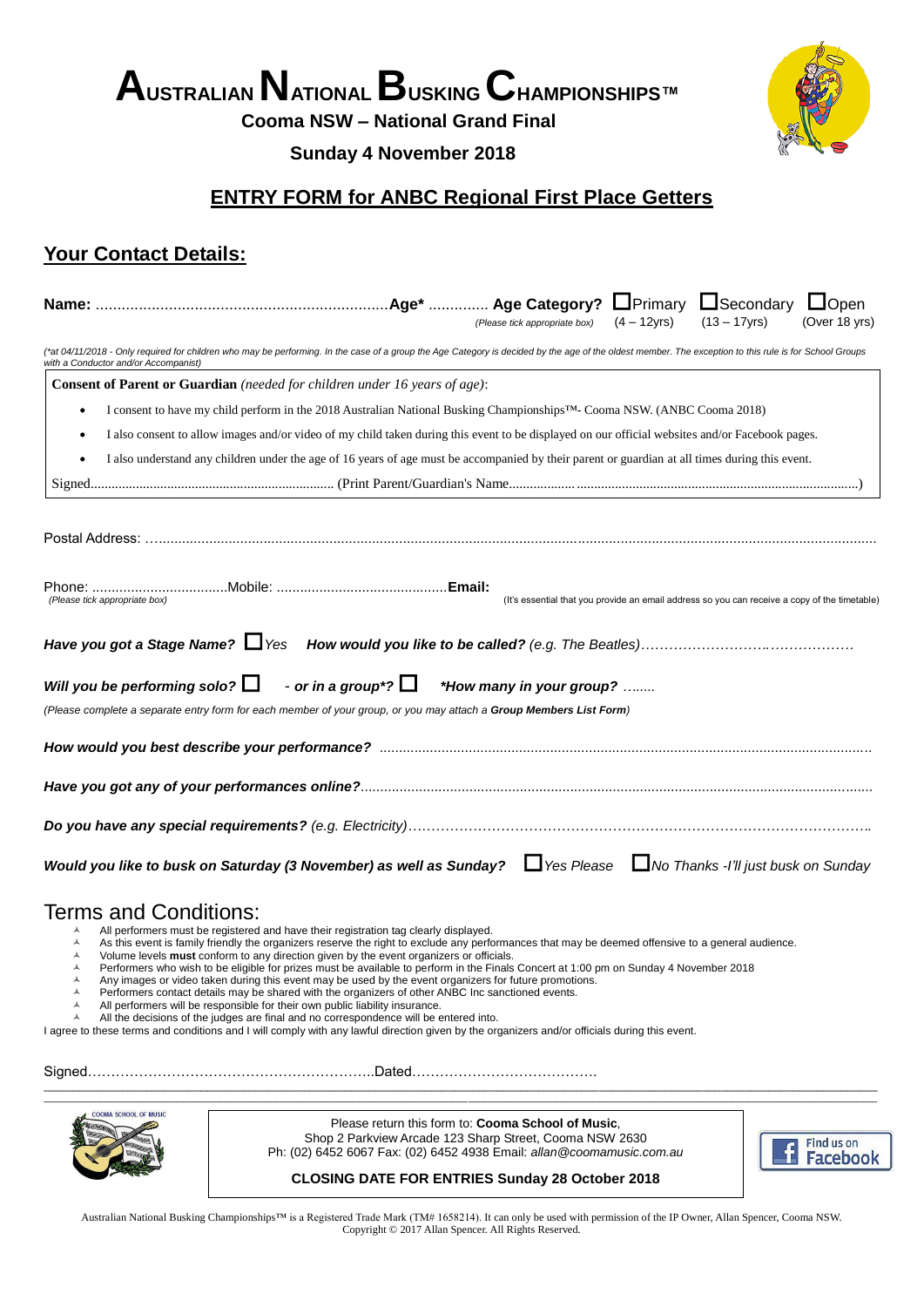# AUSTRALIAN NATIONAL BUSKING CHAMPIONSHIPS™

**Cooma NSW – National Grand Final**

**Sunday 4 November 2018**

## ENTRY FORM for ANBC Regional First Place Getters

## Your Contact Details:

**Name:** ..................................................................**Age*** ............. **Age Category?** ☐Primary (4 – 12yrs) ☐Secondary (13 – 17yrs) ☐Open (Over 18 yrs)
*(Please tick appropriate box)*

*(\*at 04/11/2018 - Only required for children who may be performing. In the case of a group the Age Category is decided by the age of the oldest member. The exception to this rule is for School Groups with a Conductor and/or Accompanist)*

**Consent of Parent or Guardian** *(needed for children under 16 years of age)*:

- I consent to have my child perform in the 2018 Australian National Busking Championships™- Cooma NSW. (ANBC Cooma 2018)
- I also consent to allow images and/or video of my child taken during this event to be displayed on our official websites and/or Facebook pages.
- I also understand any children under the age of 16 years of age must be accompanied by their parent or guardian at all times during this event.

Signed.................................................................... (Print Parent/Guardian's Name..................................................................................................)

Postal Address: ….................................................................................................................................................................

Phone: ..................................Mobile: ...........................................**Email:**
*(Please tick appropriate box)* (It's essential that you provide an email address so you can receive a copy of the timetable)

***Have you got a Stage Name?*** ☐*Yes* ***How would you like to be called?*** *(e.g. The Beatles)*……………………….………………

***Will you be performing solo?*** ☐ - ***or in a group*?*** ☐ ***\*How many in your group?*** *……..*

*(Please complete a separate entry form for each member of your group, or you may attach a **Group Members List Form**)*

***How would you best describe your performance?*** ..............................................................................................................................

***Have you got any of your performances online?***.................................................................................................................................

***Do you have any special requirements?*** *(e.g. Electricity)*………………………………………………………………………………………..

***Would you like to busk on Saturday (3 November) as well as Sunday?*** ☐*Yes Please* ☐*No Thanks -I'll just busk on Sunday*

## Terms and Conditions:

- All performers must be registered and have their registration tag clearly displayed.
- As this event is family friendly the organizers reserve the right to exclude any performances that may be deemed offensive to a general audience.
- Volume levels **must** conform to any direction given by the event organizers or officials.
- Performers who wish to be eligible for prizes must be available to perform in the Finals Concert at 1:00 pm on Sunday 4 November 2018
- Any images or video taken during this event may be used by the event organizers for future promotions.
- Performers contact details may be shared with the organizers of other ANBC Inc sanctioned events.
- All performers will be responsible for their own public liability insurance.
- All the decisions of the judges are final and no correspondence will be entered into.

I agree to these terms and conditions and I will comply with any lawful direction given by the organizers and/or officials during this event.

Signed……………………………………………………..Dated………………………………….

COOMA SCHOOL OF MUSIC

Please return this form to: **Cooma School of Music**,
Shop 2 Parkview Arcade 123 Sharp Street, Cooma NSW 2630
Ph: (02) 6452 6067 Fax: (02) 6452 4938 Email: *allan@coomamusic.com.au*

**CLOSING DATE FOR ENTRIES Sunday 28 October 2018**

Find us on Facebook

Australian National Busking Championships™ is a Registered Trade Mark (TM# 1658214). It can only be used with permission of the IP Owner, Allan Spencer, Cooma NSW. Copyright © 2017 Allan Spencer. All Rights Reserved.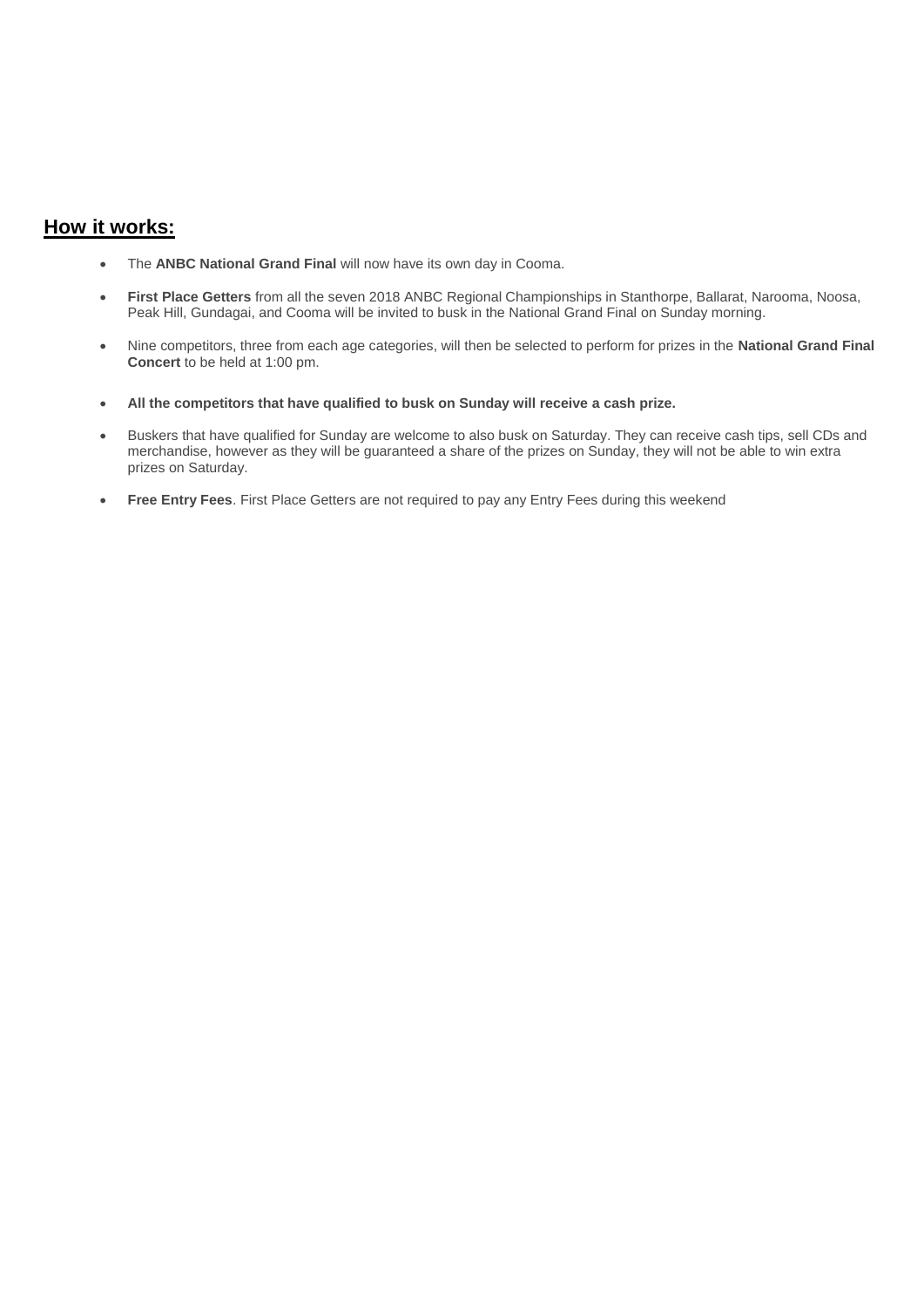## **How it works:**

- The **ANBC National Grand Final** will now have its own day in Cooma.
- **First Place Getters** from all the seven 2018 ANBC Regional Championships in Stanthorpe, Ballarat, Narooma, Noosa, Peak Hill, Gundagai, and Cooma will be invited to busk in the National Grand Final on Sunday morning.
- Nine competitors, three from each age categories, will then be selected to perform for prizes in the **National Grand Final Concert** to be held at 1:00 pm.
- **All the competitors that have qualified to busk on Sunday will receive a cash prize.**
- Buskers that have qualified for Sunday are welcome to also busk on Saturday. They can receive cash tips, sell CDs and merchandise, however as they will be guaranteed a share of the prizes on Sunday, they will not be able to win extra prizes on Saturday.
- **Free Entry Fees**. First Place Getters are not required to pay any Entry Fees during this weekend